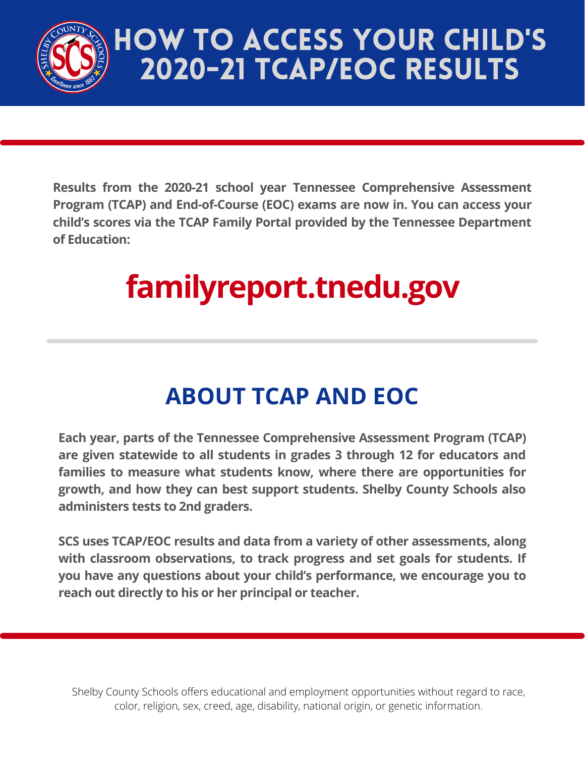# HOW TO ACCESS YOUR CHILD'S 2020-21 TCAP/EOC RESULTS

**Results from the 2020-21 school year Tennessee Comprehensive Assessment Program (TCAP) and End-of-Course (EOC) exams are now in. You can access your child's scores via the TCAP Family Portal provided by the Tennessee Department of Education:**

# familyreport.tnedu.gov

## ABOUT TCAP AND EOC

**Each year, parts of the Tennessee Comprehensive Assessment Program (TCAP) are given statewide to all students in grades 3 through 12 for educators and families to measure what students know, where there are opportunities for growth, and how they can best support students. Shelby County Schools also administers tests to 2nd graders.**

**SCS uses TCAP/EOC results and data from a variety of other assessments, along with classroom observations, to track progress and set goals for students. If you have any questions about your child's performance, we encourage you to reach out directly to his or her principal or teacher.**

Shelby County Schools offers educational and employment opportunities without regard to race, color, religion, sex, creed, age, disability, national origin, or genetic information.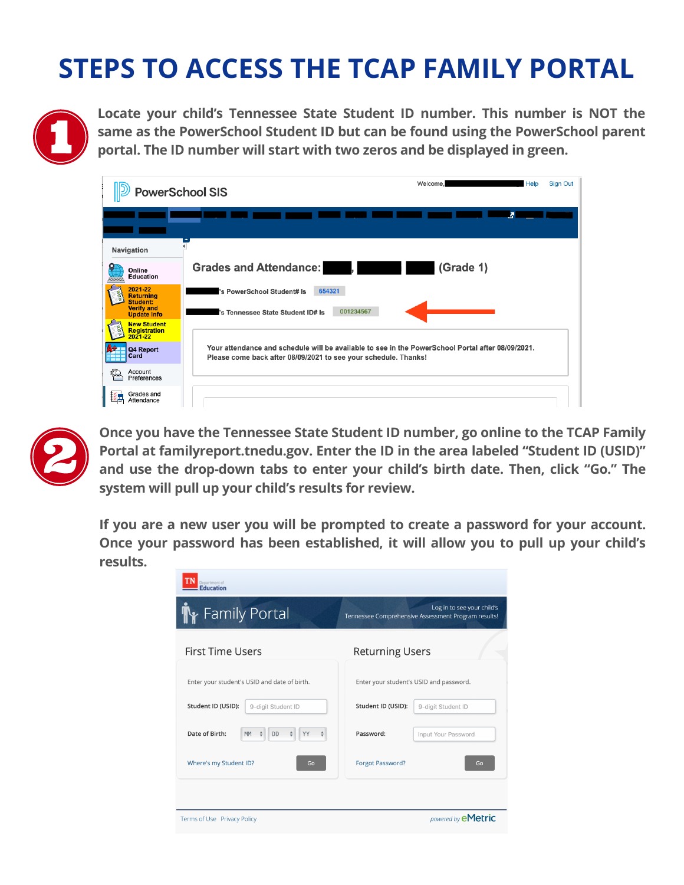# STEPS TO ACCESS THE TCAP FAMILY PORTAL

**1** Locate your child's Tennessee State Student ID number. This number is NOT the same as the PowerSchool Student ID but can be found using the PowerSchool parent portal. The ID number will start with two zeros and be displayed in green.

**2** Once you have the Tennessee State Student ID number, go online to the TCAP Family Portal at familyreport.tnedu.gov. Enter the ID in the area labeled "Student ID (USID)" and use the drop-down tabs to enter your child's birth date. Then, click "Go." The system will pull up your child's results for review.

If you are a new user you will be prompted to create a password for your account. Once your password has been established, it will allow you to pull up your child's results.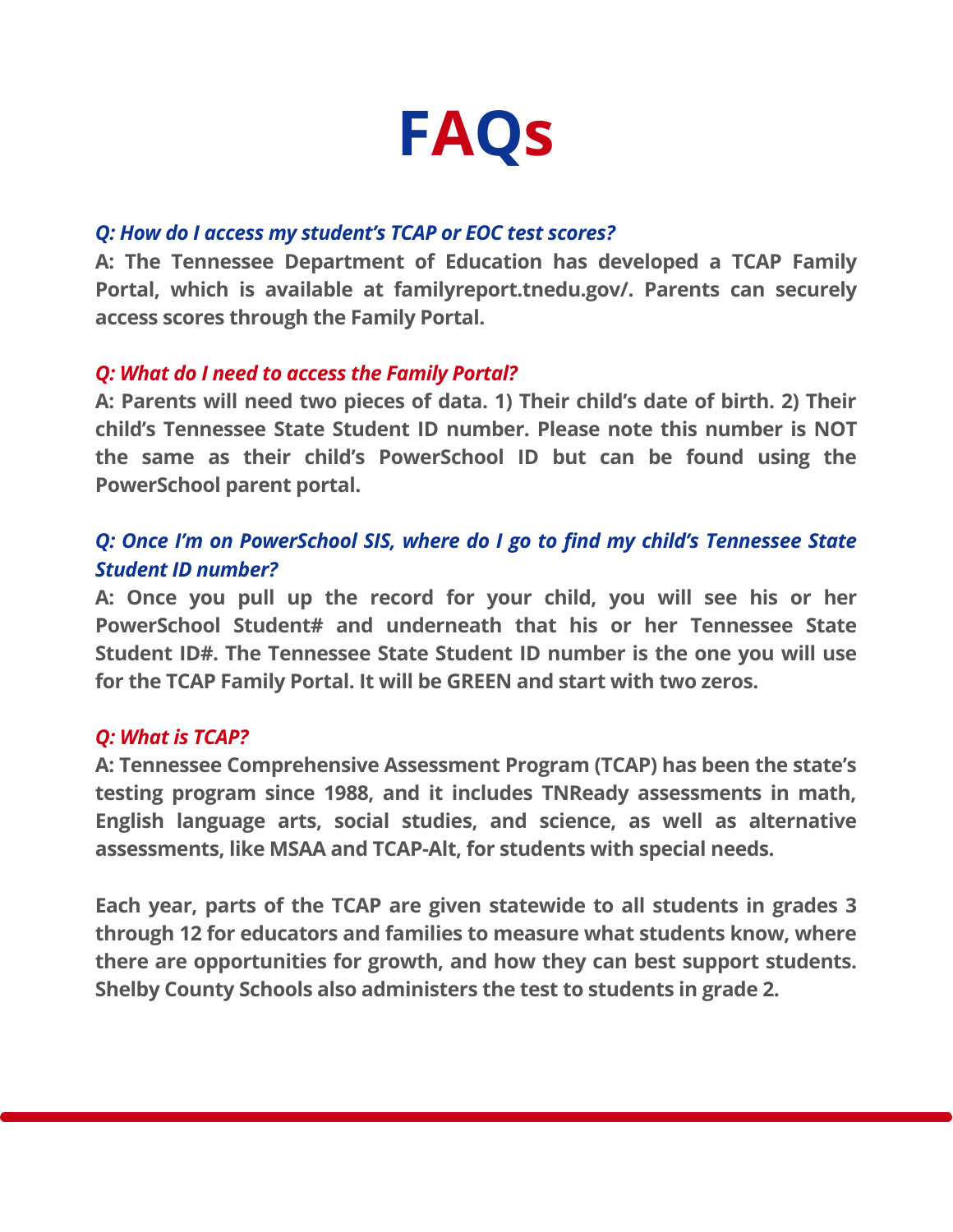# FAQs

***Q: How do I access my student's TCAP or EOC test scores?***

**A: The Tennessee Department of Education has developed a TCAP Family Portal, which is available at familyreport.tnedu.gov/. Parents can securely access scores through the Family Portal.**

***Q: What do I need to access the Family Portal?***

**A: Parents will need two pieces of data. 1) Their child's date of birth. 2) Their child's Tennessee State Student ID number. Please note this number is NOT the same as their child's PowerSchool ID but can be found using the PowerSchool parent portal.**

***Q: Once I'm on PowerSchool SIS, where do I go to find my child's Tennessee State Student ID number?***

**A: Once you pull up the record for your child, you will see his or her PowerSchool Student# and underneath that his or her Tennessee State Student ID#. The Tennessee State Student ID number is the one you will use for the TCAP Family Portal. It will be GREEN and start with two zeros.**

***Q: What is TCAP?***

**A: Tennessee Comprehensive Assessment Program (TCAP) has been the state's testing program since 1988, and it includes TNReady assessments in math, English language arts, social studies, and science, as well as alternative assessments, like MSAA and TCAP-Alt, for students with special needs.**

**Each year, parts of the TCAP are given statewide to all students in grades 3 through 12 for educators and families to measure what students know, where there are opportunities for growth, and how they can best support students. Shelby County Schools also administers the test to students in grade 2.**